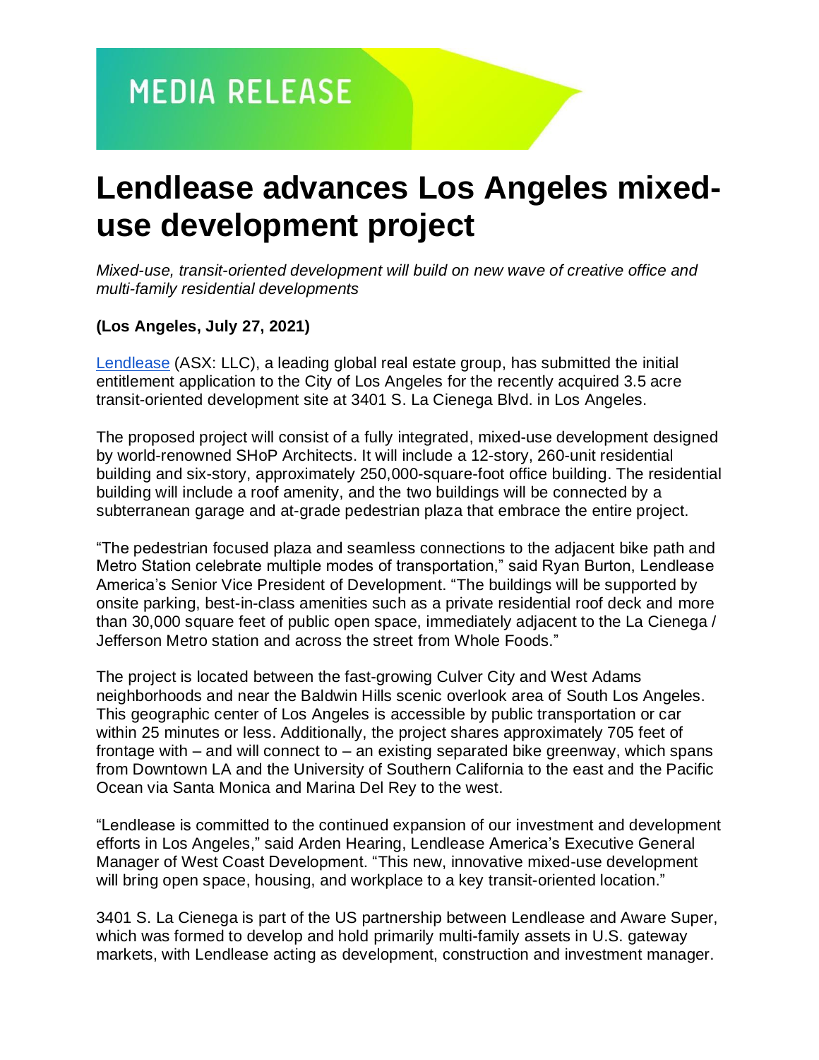# MEDIA RELEASE

# Lendlease advances Los Angeles mixed-use development project

*Mixed-use, transit-oriented development will build on new wave of creative office and multi-family residential developments*

**(Los Angeles, July 27, 2021)**

Lendlease (ASX: LLC), a leading global real estate group, has submitted the initial entitlement application to the City of Los Angeles for the recently acquired 3.5 acre transit-oriented development site at 3401 S. La Cienega Blvd. in Los Angeles.

The proposed project will consist of a fully integrated, mixed-use development designed by world-renowned SHoP Architects. It will include a 12-story, 260-unit residential building and six-story, approximately 250,000-square-foot office building. The residential building will include a roof amenity, and the two buildings will be connected by a subterranean garage and at-grade pedestrian plaza that embrace the entire project.

"The pedestrian focused plaza and seamless connections to the adjacent bike path and Metro Station celebrate multiple modes of transportation," said Ryan Burton, Lendlease America's Senior Vice President of Development. "The buildings will be supported by onsite parking, best-in-class amenities such as a private residential roof deck and more than 30,000 square feet of public open space, immediately adjacent to the La Cienega / Jefferson Metro station and across the street from Whole Foods."

The project is located between the fast-growing Culver City and West Adams neighborhoods and near the Baldwin Hills scenic overlook area of South Los Angeles. This geographic center of Los Angeles is accessible by public transportation or car within 25 minutes or less. Additionally, the project shares approximately 705 feet of frontage with – and will connect to – an existing separated bike greenway, which spans from Downtown LA and the University of Southern California to the east and the Pacific Ocean via Santa Monica and Marina Del Rey to the west.

"Lendlease is committed to the continued expansion of our investment and development efforts in Los Angeles," said Arden Hearing, Lendlease America's Executive General Manager of West Coast Development. "This new, innovative mixed-use development will bring open space, housing, and workplace to a key transit-oriented location."

3401 S. La Cienega is part of the US partnership between Lendlease and Aware Super, which was formed to develop and hold primarily multi-family assets in U.S. gateway markets, with Lendlease acting as development, construction and investment manager.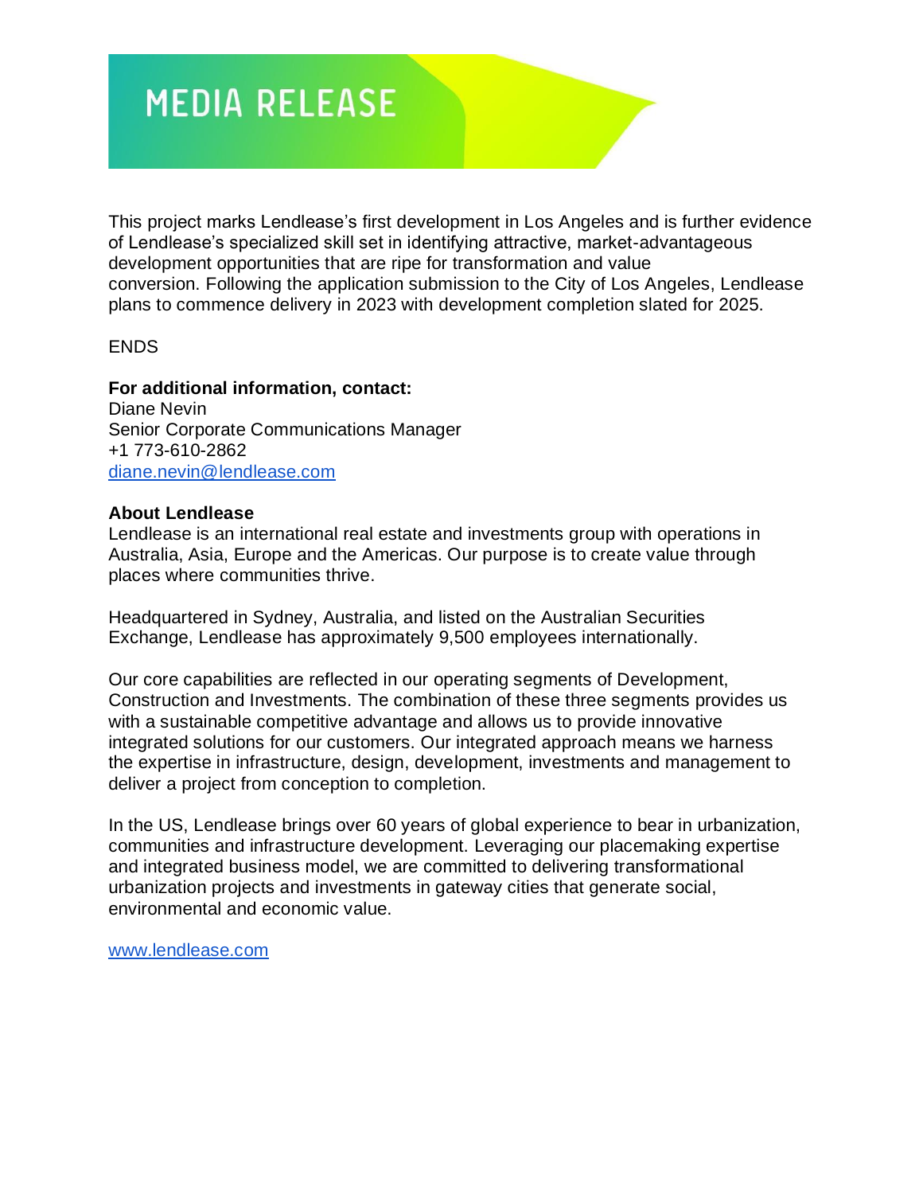# MEDIA RELEASE

This project marks Lendlease's first development in Los Angeles and is further evidence of Lendlease's specialized skill set in identifying attractive, market-advantageous development opportunities that are ripe for transformation and value conversion. Following the application submission to the City of Los Angeles, Lendlease plans to commence delivery in 2023 with development completion slated for 2025.

ENDS

**For additional information, contact:**
Diane Nevin
Senior Corporate Communications Manager
+1 773-610-2862
diane.nevin@lendlease.com

**About Lendlease**
Lendlease is an international real estate and investments group with operations in Australia, Asia, Europe and the Americas. Our purpose is to create value through places where communities thrive.

Headquartered in Sydney, Australia, and listed on the Australian Securities Exchange, Lendlease has approximately 9,500 employees internationally.

Our core capabilities are reflected in our operating segments of Development, Construction and Investments. The combination of these three segments provides us with a sustainable competitive advantage and allows us to provide innovative integrated solutions for our customers. Our integrated approach means we harness the expertise in infrastructure, design, development, investments and management to deliver a project from conception to completion.

In the US, Lendlease brings over 60 years of global experience to bear in urbanization, communities and infrastructure development. Leveraging our placemaking expertise and integrated business model, we are committed to delivering transformational urbanization projects and investments in gateway cities that generate social, environmental and economic value.

www.lendlease.com